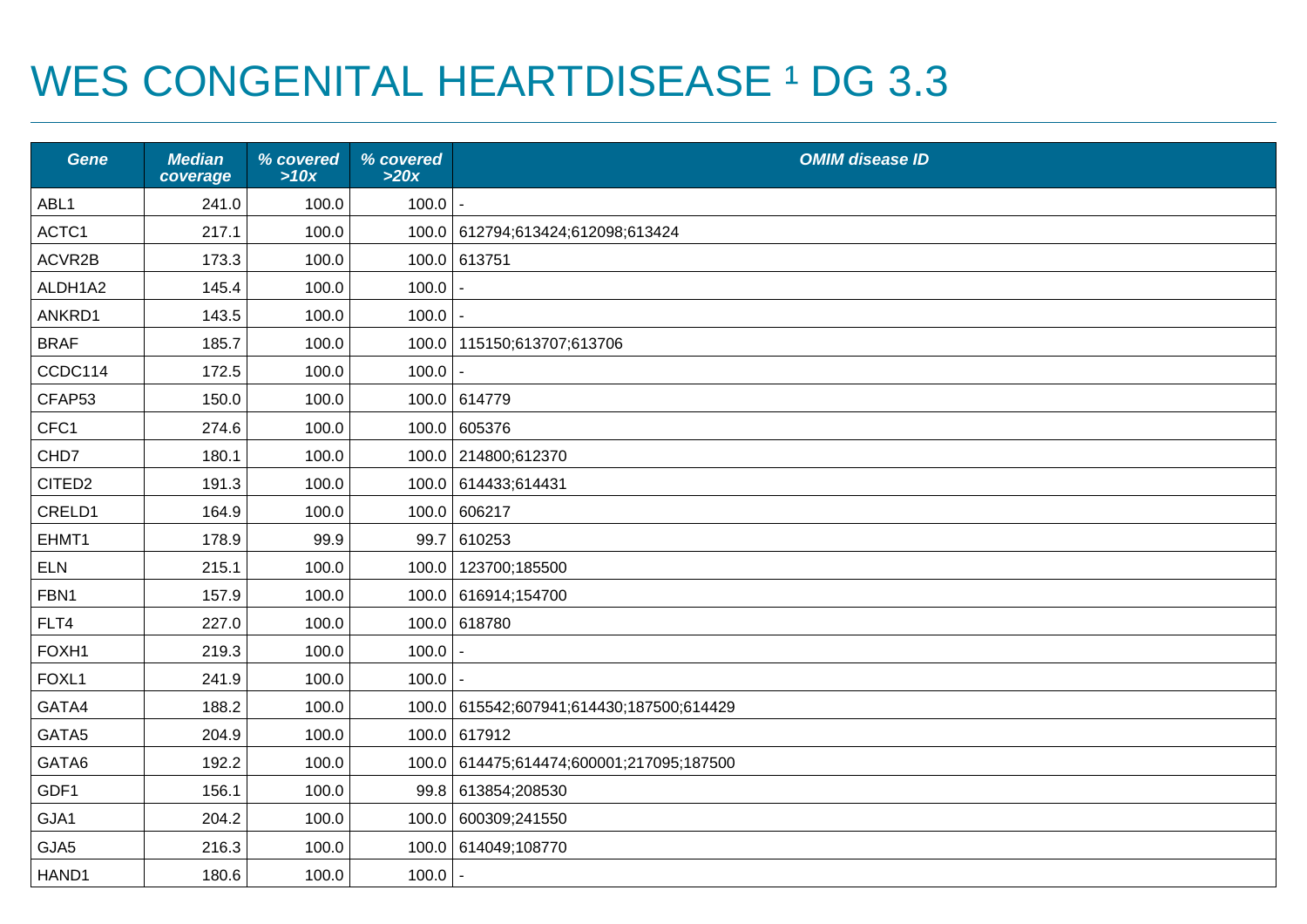# WES CONGENITAL HEARTDISEASE [1] DG 3.3

| Gene | Median coverage | % covered >10x | % covered >20x | OMIM disease ID |
|---|---|---|---|---|
| ABL1 | 241.0 | 100.0 | 100.0 | - |
| ACTC1 | 217.1 | 100.0 | 100.0 | 612794;613424;612098;613424 |
| ACVR2B | 173.3 | 100.0 | 100.0 | 613751 |
| ALDH1A2 | 145.4 | 100.0 | 100.0 | - |
| ANKRD1 | 143.5 | 100.0 | 100.0 | - |
| BRAF | 185.7 | 100.0 | 100.0 | 115150;613707;613706 |
| CCDC114 | 172.5 | 100.0 | 100.0 | - |
| CFAP53 | 150.0 | 100.0 | 100.0 | 614779 |
| CFC1 | 274.6 | 100.0 | 100.0 | 605376 |
| CHD7 | 180.1 | 100.0 | 100.0 | 214800;612370 |
| CITED2 | 191.3 | 100.0 | 100.0 | 614433;614431 |
| CRELD1 | 164.9 | 100.0 | 100.0 | 606217 |
| EHMT1 | 178.9 | 99.9 | 99.7 | 610253 |
| ELN | 215.1 | 100.0 | 100.0 | 123700;185500 |
| FBN1 | 157.9 | 100.0 | 100.0 | 616914;154700 |
| FLT4 | 227.0 | 100.0 | 100.0 | 618780 |
| FOXH1 | 219.3 | 100.0 | 100.0 | - |
| FOXL1 | 241.9 | 100.0 | 100.0 | - |
| GATA4 | 188.2 | 100.0 | 100.0 | 615542;607941;614430;187500;614429 |
| GATA5 | 204.9 | 100.0 | 100.0 | 617912 |
| GATA6 | 192.2 | 100.0 | 100.0 | 614475;614474;600001;217095;187500 |
| GDF1 | 156.1 | 100.0 | 99.8 | 613854;208530 |
| GJA1 | 204.2 | 100.0 | 100.0 | 600309;241550 |
| GJA5 | 216.3 | 100.0 | 100.0 | 614049;108770 |
| HAND1 | 180.6 | 100.0 | 100.0 | - |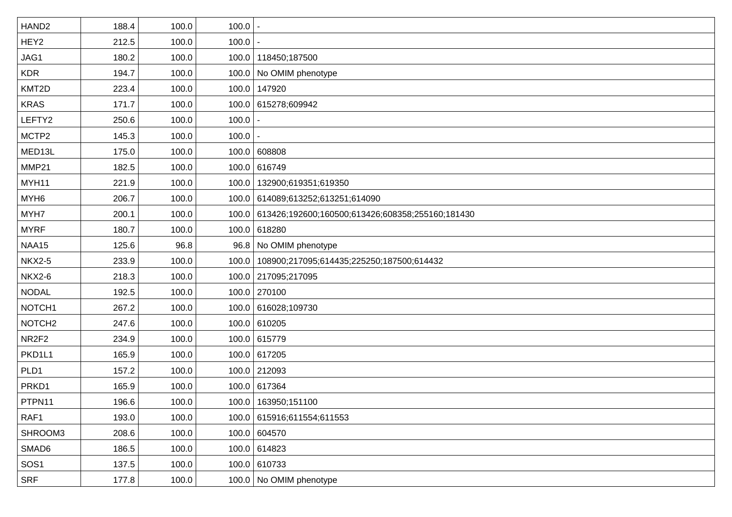| HAND2 | 188.4 | 100.0 | 100.0 | - |
|---|---|---|---|---|
| HEY2 | 212.5 | 100.0 | 100.0 | - |
| JAG1 | 180.2 | 100.0 | 100.0 | 118450;187500 |
| KDR | 194.7 | 100.0 | 100.0 | No OMIM phenotype |
| KMT2D | 223.4 | 100.0 | 100.0 | 147920 |
| KRAS | 171.7 | 100.0 | 100.0 | 615278;609942 |
| LEFTY2 | 250.6 | 100.0 | 100.0 | - |
| MCTP2 | 145.3 | 100.0 | 100.0 | - |
| MED13L | 175.0 | 100.0 | 100.0 | 608808 |
| MMP21 | 182.5 | 100.0 | 100.0 | 616749 |
| MYH11 | 221.9 | 100.0 | 100.0 | 132900;619351;619350 |
| MYH6 | 206.7 | 100.0 | 100.0 | 614089;613252;613251;614090 |
| MYH7 | 200.1 | 100.0 | 100.0 | 613426;192600;160500;613426;608358;255160;181430 |
| MYRF | 180.7 | 100.0 | 100.0 | 618280 |
| NAA15 | 125.6 | 96.8 | 96.8 | No OMIM phenotype |
| NKX2-5 | 233.9 | 100.0 | 100.0 | 108900;217095;614435;225250;187500;614432 |
| NKX2-6 | 218.3 | 100.0 | 100.0 | 217095;217095 |
| NODAL | 192.5 | 100.0 | 100.0 | 270100 |
| NOTCH1 | 267.2 | 100.0 | 100.0 | 616028;109730 |
| NOTCH2 | 247.6 | 100.0 | 100.0 | 610205 |
| NR2F2 | 234.9 | 100.0 | 100.0 | 615779 |
| PKD1L1 | 165.9 | 100.0 | 100.0 | 617205 |
| PLD1 | 157.2 | 100.0 | 100.0 | 212093 |
| PRKD1 | 165.9 | 100.0 | 100.0 | 617364 |
| PTPN11 | 196.6 | 100.0 | 100.0 | 163950;151100 |
| RAF1 | 193.0 | 100.0 | 100.0 | 615916;611554;611553 |
| SHROOM3 | 208.6 | 100.0 | 100.0 | 604570 |
| SMAD6 | 186.5 | 100.0 | 100.0 | 614823 |
| SOS1 | 137.5 | 100.0 | 100.0 | 610733 |
| SRF | 177.8 | 100.0 | 100.0 | No OMIM phenotype |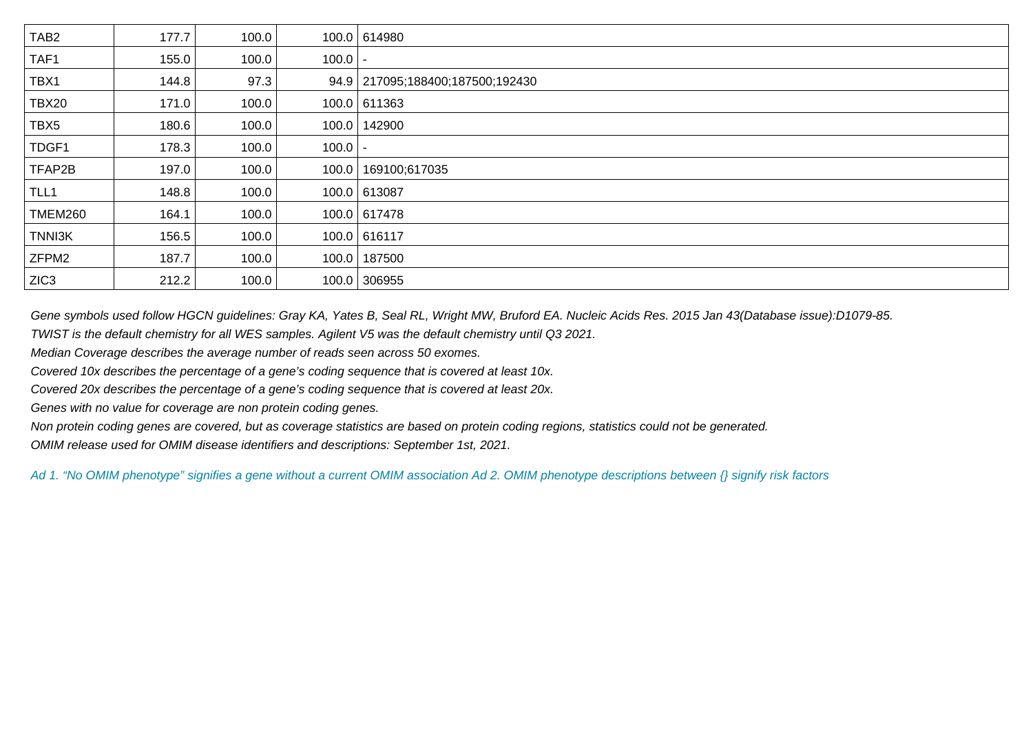| | | | | |
|---|---|---|---|---|
| TAB2 | 177.7 | 100.0 | 100.0 | 614980 |
| TAF1 | 155.0 | 100.0 | 100.0 | - |
| TBX1 | 144.8 | 97.3 | 94.9 | 217095;188400;187500;192430 |
| TBX20 | 171.0 | 100.0 | 100.0 | 611363 |
| TBX5 | 180.6 | 100.0 | 100.0 | 142900 |
| TDGF1 | 178.3 | 100.0 | 100.0 | - |
| TFAP2B | 197.0 | 100.0 | 100.0 | 169100;617035 |
| TLL1 | 148.8 | 100.0 | 100.0 | 613087 |
| TMEM260 | 164.1 | 100.0 | 100.0 | 617478 |
| TNNI3K | 156.5 | 100.0 | 100.0 | 616117 |
| ZFPM2 | 187.7 | 100.0 | 100.0 | 187500 |
| ZIC3 | 212.2 | 100.0 | 100.0 | 306955 |

*Gene symbols used follow HGCN guidelines: Gray KA, Yates B, Seal RL, Wright MW, Bruford EA. Nucleic Acids Res. 2015 Jan 43(Database issue):D1079-85.*

*TWIST is the default chemistry for all WES samples. Agilent V5 was the default chemistry until Q3 2021.*

*Median Coverage describes the average number of reads seen across 50 exomes.*

*Covered 10x describes the percentage of a gene's coding sequence that is covered at least 10x.*

*Covered 20x describes the percentage of a gene's coding sequence that is covered at least 20x.*

*Genes with no value for coverage are non protein coding genes.*

*Non protein coding genes are covered, but as coverage statistics are based on protein coding regions, statistics could not be generated.*

*OMIM release used for OMIM disease identifiers and descriptions: September 1st, 2021.*

*Ad 1. "No OMIM phenotype" signifies a gene without a current OMIM association Ad 2. OMIM phenotype descriptions between {} signify risk factors*